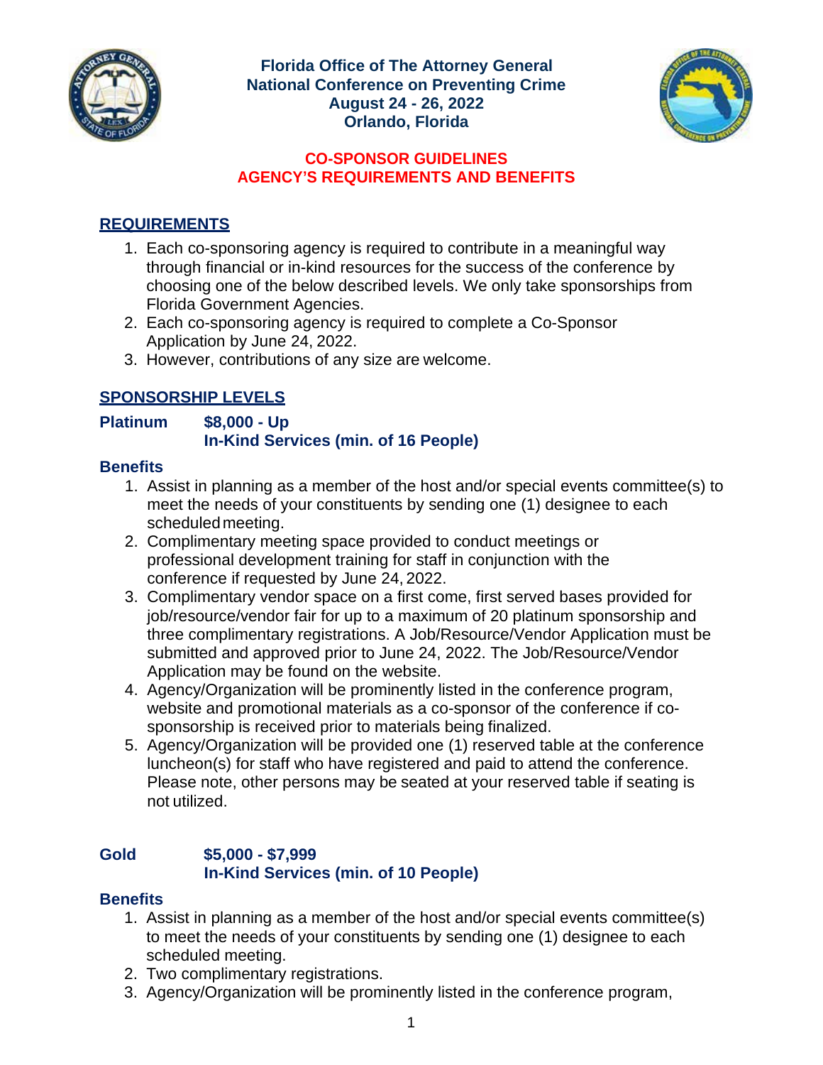**Florida Office of The Attorney General**
**National Conference on Preventing Crime**
**August 24 - 26, 2022**
**Orlando, Florida**

**CO-SPONSOR GUIDELINES**
**AGENCY'S REQUIREMENTS AND BENEFITS**

## REQUIREMENTS

1. Each co-sponsoring agency is required to contribute in a meaningful way through financial or in-kind resources for the success of the conference by choosing one of the below described levels. We only take sponsorships from Florida Government Agencies.
2. Each co-sponsoring agency is required to complete a Co-Sponsor Application by June 24, 2022.
3. However, contributions of any size are welcome.

## SPONSORSHIP LEVELS

**Platinum** **$8,000 - Up**
**In-Kind Services (min. of 16 People)**

### Benefits

1. Assist in planning as a member of the host and/or special events committee(s) to meet the needs of your constituents by sending one (1) designee to each scheduled meeting.
2. Complimentary meeting space provided to conduct meetings or professional development training for staff in conjunction with the conference if requested by June 24, 2022.
3. Complimentary vendor space on a first come, first served bases provided for job/resource/vendor fair for up to a maximum of 20 platinum sponsorship and three complimentary registrations. A Job/Resource/Vendor Application must be submitted and approved prior to June 24, 2022. The Job/Resource/Vendor Application may be found on the website.
4. Agency/Organization will be prominently listed in the conference program, website and promotional materials as a co-sponsor of the conference if co-sponsorship is received prior to materials being finalized.
5. Agency/Organization will be provided one (1) reserved table at the conference luncheon(s) for staff who have registered and paid to attend the conference. Please note, other persons may be seated at your reserved table if seating is not utilized.

**Gold** **$5,000 - $7,999**
**In-Kind Services (min. of 10 People)**

### Benefits

1. Assist in planning as a member of the host and/or special events committee(s) to meet the needs of your constituents by sending one (1) designee to each scheduled meeting.
2. Two complimentary registrations.
3. Agency/Organization will be prominently listed in the conference program,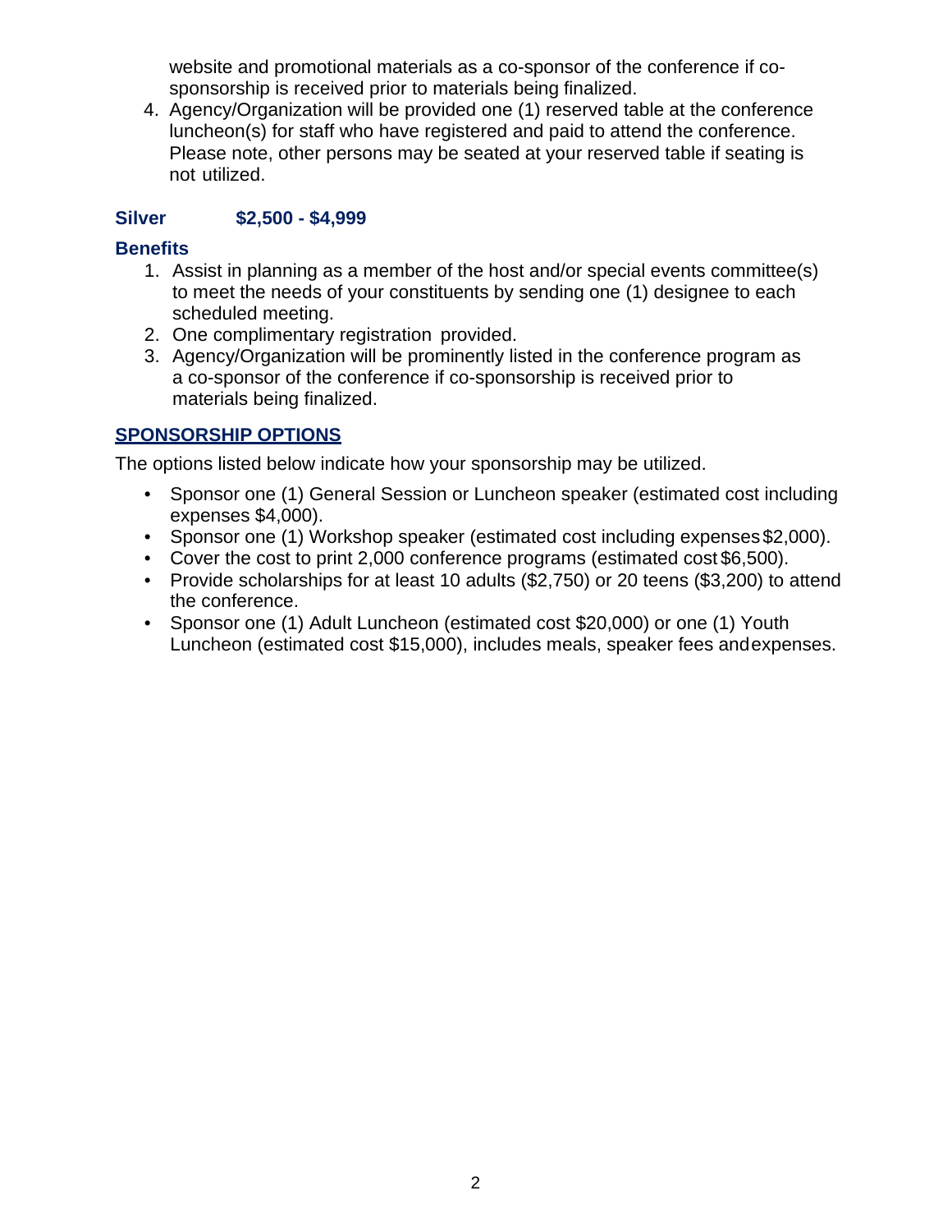website and promotional materials as a co-sponsor of the conference if co-sponsorship is received prior to materials being finalized.

4. Agency/Organization will be provided one (1) reserved table at the conference luncheon(s) for staff who have registered and paid to attend the conference. Please note, other persons may be seated at your reserved table if seating is not utilized.

**Silver $2,500 - $4,999**

**Benefits**

1. Assist in planning as a member of the host and/or special events committee(s) to meet the needs of your constituents by sending one (1) designee to each scheduled meeting.
2. One complimentary registration provided.
3. Agency/Organization will be prominently listed in the conference program as a co-sponsor of the conference if co-sponsorship is received prior to materials being finalized.

**SPONSORSHIP OPTIONS**

The options listed below indicate how your sponsorship may be utilized.

- Sponsor one (1) General Session or Luncheon speaker (estimated cost including expenses $4,000).
- Sponsor one (1) Workshop speaker (estimated cost including expenses $2,000).
- Cover the cost to print 2,000 conference programs (estimated cost $6,500).
- Provide scholarships for at least 10 adults ($2,750) or 20 teens ($3,200) to attend the conference.
- Sponsor one (1) Adult Luncheon (estimated cost $20,000) or one (1) Youth Luncheon (estimated cost $15,000), includes meals, speaker fees and expenses.